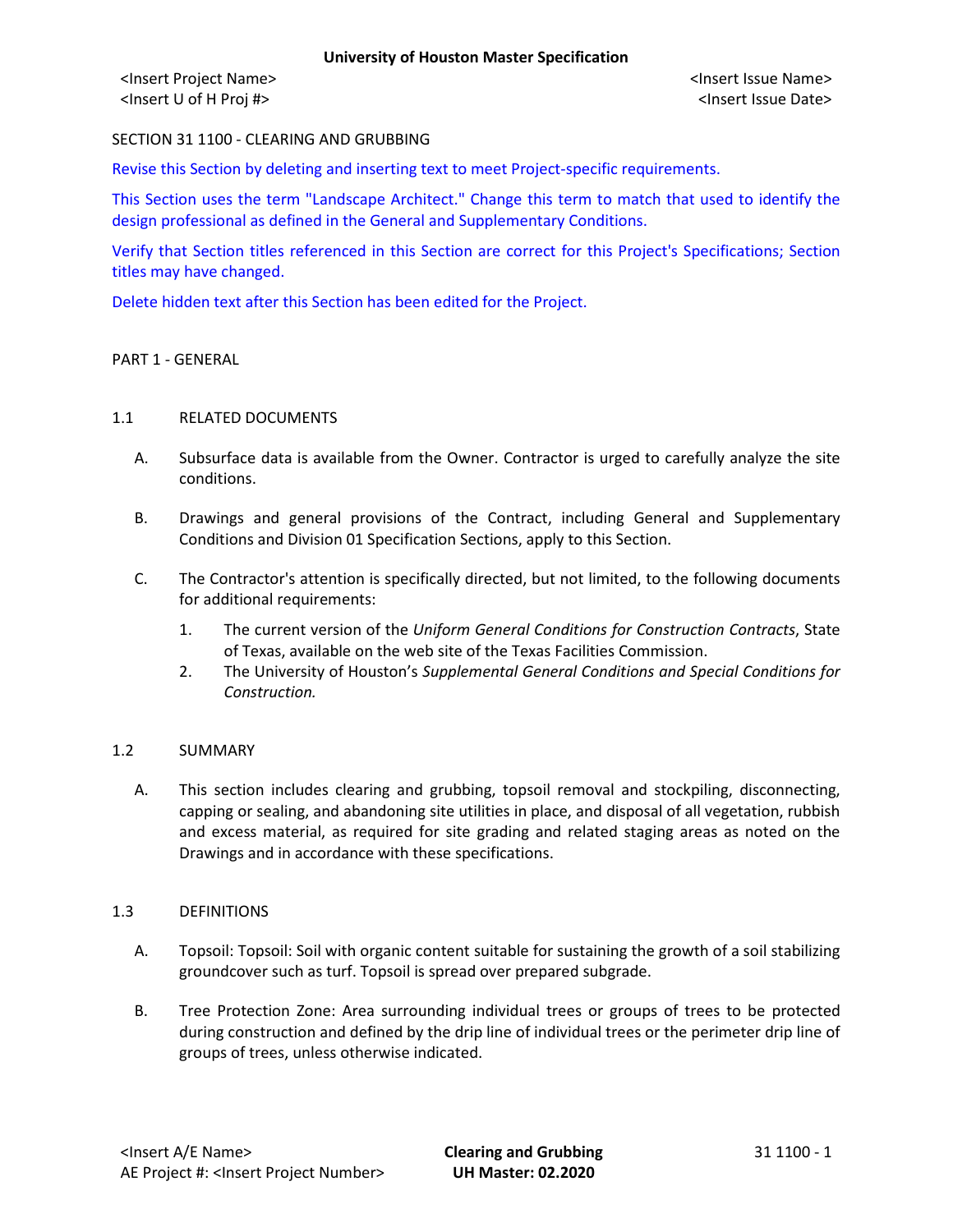SECTION 31 1100 - CLEARING AND GRUBBING

Revise this Section by deleting and inserting text to meet Project-specific requirements.

This Section uses the term "Landscape Architect." Change this term to match that used to identify the design professional as defined in the General and Supplementary Conditions.

Verify that Section titles referenced in this Section are correct for this Project's Specifications; Section titles may have changed.

Delete hidden text after this Section has been edited for the Project.

## PART 1 - GENERAL

### 1.1 RELATED DOCUMENTS

A. Subsurface data is available from the Owner. Contractor is urged to carefully analyze the site conditions.

B. Drawings and general provisions of the Contract, including General and Supplementary Conditions and Division 01 Specification Sections, apply to this Section.

C. The Contractor's attention is specifically directed, but not limited, to the following documents for additional requirements:

1. The current version of the *Uniform General Conditions for Construction Contracts*, State of Texas, available on the web site of the Texas Facilities Commission.
2. The University of Houston's *Supplemental General Conditions and Special Conditions for Construction.*

### 1.2 SUMMARY

A. This section includes clearing and grubbing, topsoil removal and stockpiling, disconnecting, capping or sealing, and abandoning site utilities in place, and disposal of all vegetation, rubbish and excess material, as required for site grading and related staging areas as noted on the Drawings and in accordance with these specifications.

### 1.3 DEFINITIONS

A. Topsoil: Topsoil: Soil with organic content suitable for sustaining the growth of a soil stabilizing groundcover such as turf. Topsoil is spread over prepared subgrade.

B. Tree Protection Zone: Area surrounding individual trees or groups of trees to be protected during construction and defined by the drip line of individual trees or the perimeter drip line of groups of trees, unless otherwise indicated.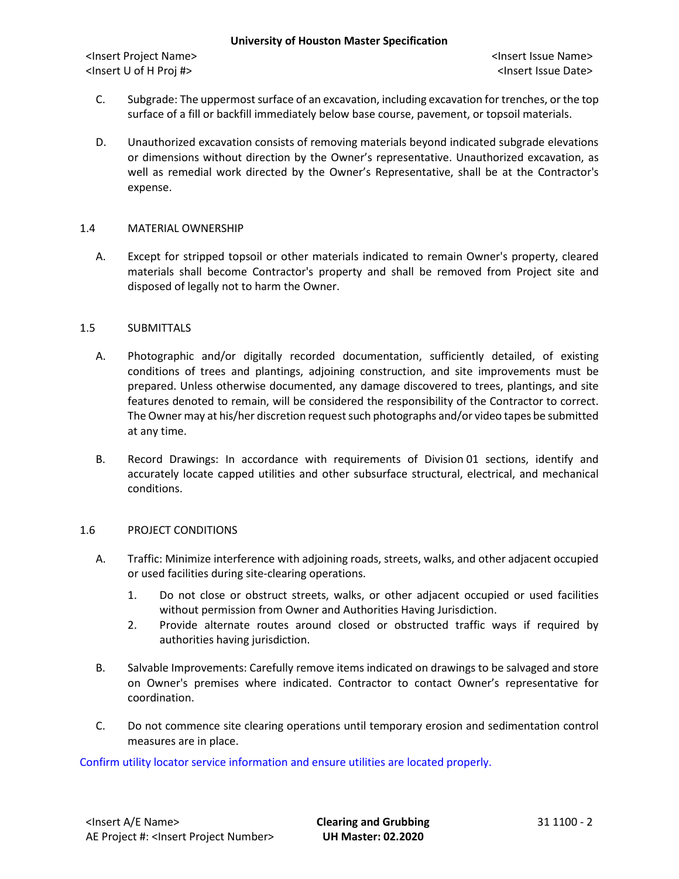C. Subgrade: The uppermost surface of an excavation, including excavation for trenches, or the top surface of a fill or backfill immediately below base course, pavement, or topsoil materials.

D. Unauthorized excavation consists of removing materials beyond indicated subgrade elevations or dimensions without direction by the Owner's representative. Unauthorized excavation, as well as remedial work directed by the Owner's Representative, shall be at the Contractor's expense.

## 1.4 MATERIAL OWNERSHIP

A. Except for stripped topsoil or other materials indicated to remain Owner's property, cleared materials shall become Contractor's property and shall be removed from Project site and disposed of legally not to harm the Owner.

## 1.5 SUBMITTALS

A. Photographic and/or digitally recorded documentation, sufficiently detailed, of existing conditions of trees and plantings, adjoining construction, and site improvements must be prepared. Unless otherwise documented, any damage discovered to trees, plantings, and site features denoted to remain, will be considered the responsibility of the Contractor to correct. The Owner may at his/her discretion request such photographs and/or video tapes be submitted at any time.

B. Record Drawings: In accordance with requirements of Division 01 sections, identify and accurately locate capped utilities and other subsurface structural, electrical, and mechanical conditions.

## 1.6 PROJECT CONDITIONS

A. Traffic: Minimize interference with adjoining roads, streets, walks, and other adjacent occupied or used facilities during site-clearing operations.

1. Do not close or obstruct streets, walks, or other adjacent occupied or used facilities without permission from Owner and Authorities Having Jurisdiction.
2. Provide alternate routes around closed or obstructed traffic ways if required by authorities having jurisdiction.

B. Salvable Improvements: Carefully remove items indicated on drawings to be salvaged and store on Owner's premises where indicated. Contractor to contact Owner's representative for coordination.

C. Do not commence site clearing operations until temporary erosion and sedimentation control measures are in place.

Confirm utility locator service information and ensure utilities are located properly.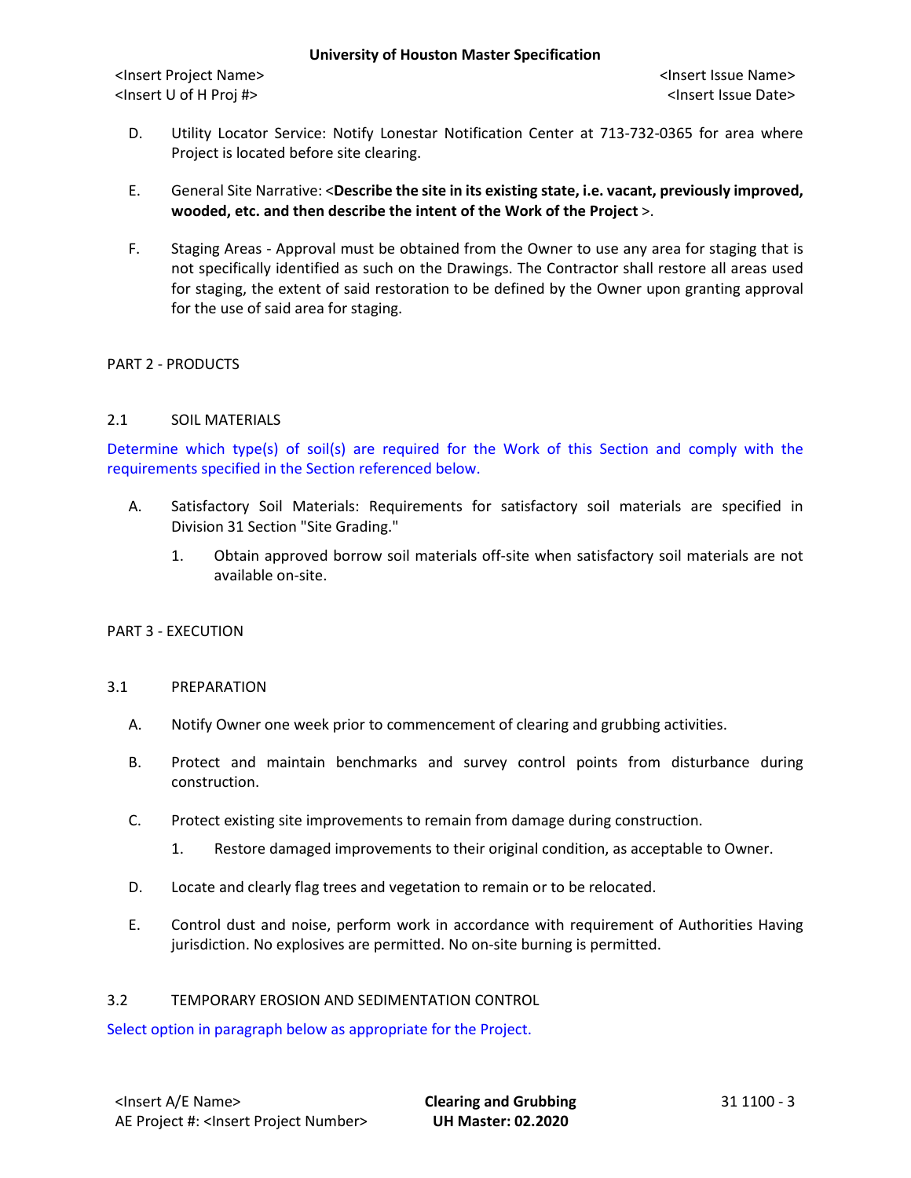D. Utility Locator Service: Notify Lonestar Notification Center at 713-732-0365 for area where Project is located before site clearing.

E. General Site Narrative: <**Describe the site in its existing state, i.e. vacant, previously improved, wooded, etc. and then describe the intent of the Work of the Project** >.

F. Staging Areas - Approval must be obtained from the Owner to use any area for staging that is not specifically identified as such on the Drawings. The Contractor shall restore all areas used for staging, the extent of said restoration to be defined by the Owner upon granting approval for the use of said area for staging.

## PART 2 - PRODUCTS

### 2.1 SOIL MATERIALS

Determine which type(s) of soil(s) are required for the Work of this Section and comply with the requirements specified in the Section referenced below.

A. Satisfactory Soil Materials: Requirements for satisfactory soil materials are specified in Division 31 Section "Site Grading."

1. Obtain approved borrow soil materials off-site when satisfactory soil materials are not available on-site.

## PART 3 - EXECUTION

### 3.1 PREPARATION

A. Notify Owner one week prior to commencement of clearing and grubbing activities.

B. Protect and maintain benchmarks and survey control points from disturbance during construction.

C. Protect existing site improvements to remain from damage during construction.

1. Restore damaged improvements to their original condition, as acceptable to Owner.

D. Locate and clearly flag trees and vegetation to remain or to be relocated.

E. Control dust and noise, perform work in accordance with requirement of Authorities Having jurisdiction. No explosives are permitted. No on-site burning is permitted.

### 3.2 TEMPORARY EROSION AND SEDIMENTATION CONTROL

Select option in paragraph below as appropriate for the Project.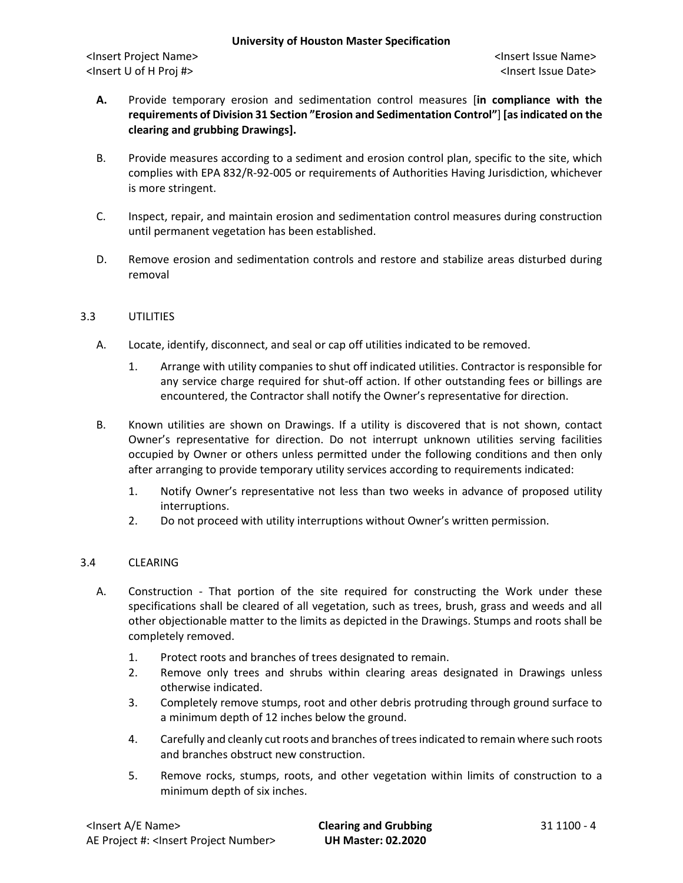- **A.** Provide temporary erosion and sedimentation control measures [**in compliance with the requirements of Division 31 Section "Erosion and Sedimentation Control"**] **[as indicated on the clearing and grubbing Drawings].**
- B. Provide measures according to a sediment and erosion control plan, specific to the site, which complies with EPA 832/R-92-005 or requirements of Authorities Having Jurisdiction, whichever is more stringent.
- C. Inspect, repair, and maintain erosion and sedimentation control measures during construction until permanent vegetation has been established.
- D. Remove erosion and sedimentation controls and restore and stabilize areas disturbed during removal

## 3.3 UTILITIES

- A. Locate, identify, disconnect, and seal or cap off utilities indicated to be removed.
  1. Arrange with utility companies to shut off indicated utilities. Contractor is responsible for any service charge required for shut-off action. If other outstanding fees or billings are encountered, the Contractor shall notify the Owner's representative for direction.
- B. Known utilities are shown on Drawings. If a utility is discovered that is not shown, contact Owner's representative for direction. Do not interrupt unknown utilities serving facilities occupied by Owner or others unless permitted under the following conditions and then only after arranging to provide temporary utility services according to requirements indicated:
  1. Notify Owner's representative not less than two weeks in advance of proposed utility interruptions.
  2. Do not proceed with utility interruptions without Owner's written permission.

## 3.4 CLEARING

- A. Construction - That portion of the site required for constructing the Work under these specifications shall be cleared of all vegetation, such as trees, brush, grass and weeds and all other objectionable matter to the limits as depicted in the Drawings. Stumps and roots shall be completely removed.
  1. Protect roots and branches of trees designated to remain.
  2. Remove only trees and shrubs within clearing areas designated in Drawings unless otherwise indicated.
  3. Completely remove stumps, root and other debris protruding through ground surface to a minimum depth of 12 inches below the ground.
  4. Carefully and cleanly cut roots and branches of trees indicated to remain where such roots and branches obstruct new construction.
  5. Remove rocks, stumps, roots, and other vegetation within limits of construction to a minimum depth of six inches.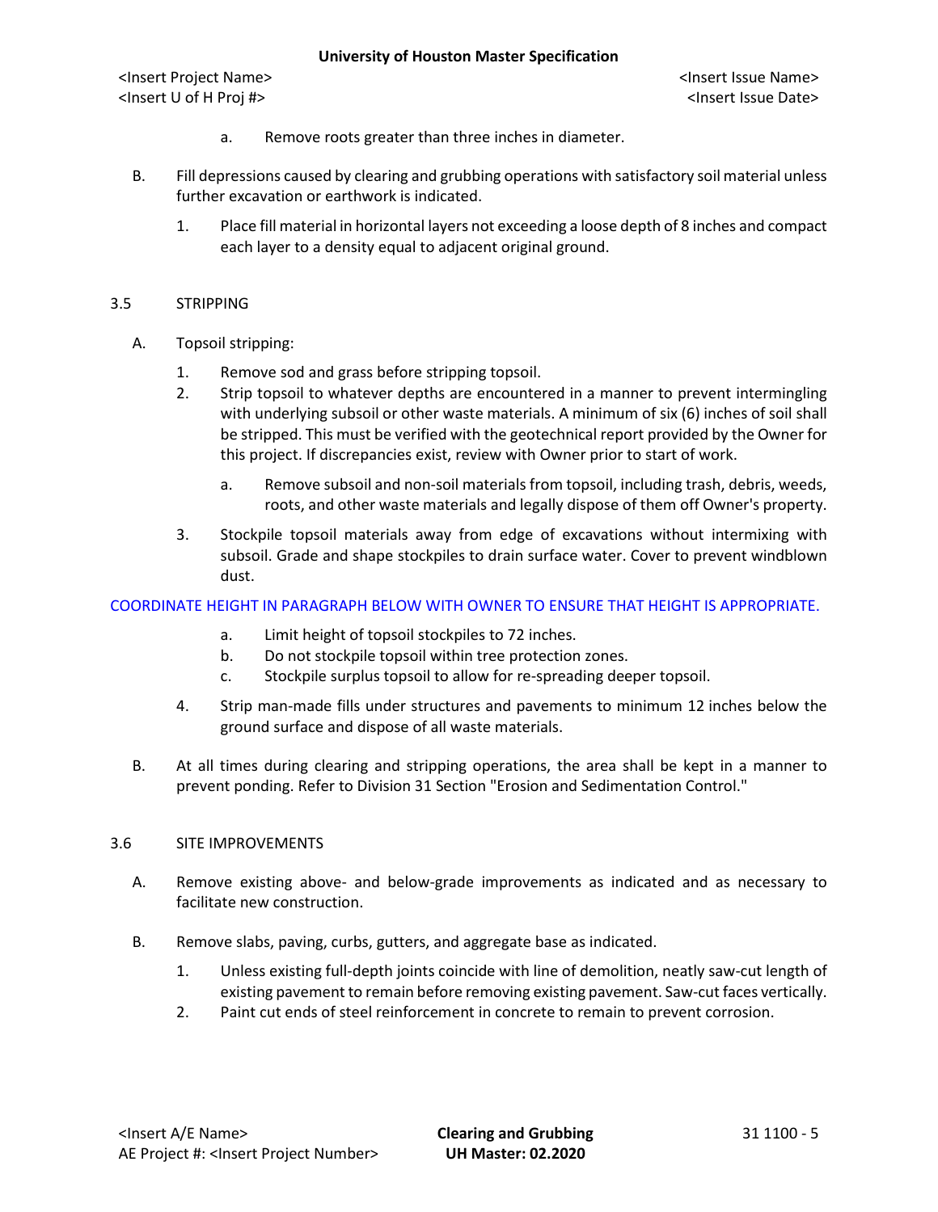a. Remove roots greater than three inches in diameter.

B. Fill depressions caused by clearing and grubbing operations with satisfactory soil material unless further excavation or earthwork is indicated.

1. Place fill material in horizontal layers not exceeding a loose depth of 8 inches and compact each layer to a density equal to adjacent original ground.

## 3.5 STRIPPING

A. Topsoil stripping:

1. Remove sod and grass before stripping topsoil.
2. Strip topsoil to whatever depths are encountered in a manner to prevent intermingling with underlying subsoil or other waste materials. A minimum of six (6) inches of soil shall be stripped. This must be verified with the geotechnical report provided by the Owner for this project. If discrepancies exist, review with Owner prior to start of work.

   a. Remove subsoil and non-soil materials from topsoil, including trash, debris, weeds, roots, and other waste materials and legally dispose of them off Owner's property.

3. Stockpile topsoil materials away from edge of excavations without intermixing with subsoil. Grade and shape stockpiles to drain surface water. Cover to prevent windblown dust.

COORDINATE HEIGHT IN PARAGRAPH BELOW WITH OWNER TO ENSURE THAT HEIGHT IS APPROPRIATE.

   a. Limit height of topsoil stockpiles to 72 inches.
   b. Do not stockpile topsoil within tree protection zones.
   c. Stockpile surplus topsoil to allow for re-spreading deeper topsoil.

4. Strip man-made fills under structures and pavements to minimum 12 inches below the ground surface and dispose of all waste materials.

B. At all times during clearing and stripping operations, the area shall be kept in a manner to prevent ponding. Refer to Division 31 Section "Erosion and Sedimentation Control."

## 3.6 SITE IMPROVEMENTS

A. Remove existing above- and below-grade improvements as indicated and as necessary to facilitate new construction.

B. Remove slabs, paving, curbs, gutters, and aggregate base as indicated.

1. Unless existing full-depth joints coincide with line of demolition, neatly saw-cut length of existing pavement to remain before removing existing pavement. Saw-cut faces vertically.
2. Paint cut ends of steel reinforcement in concrete to remain to prevent corrosion.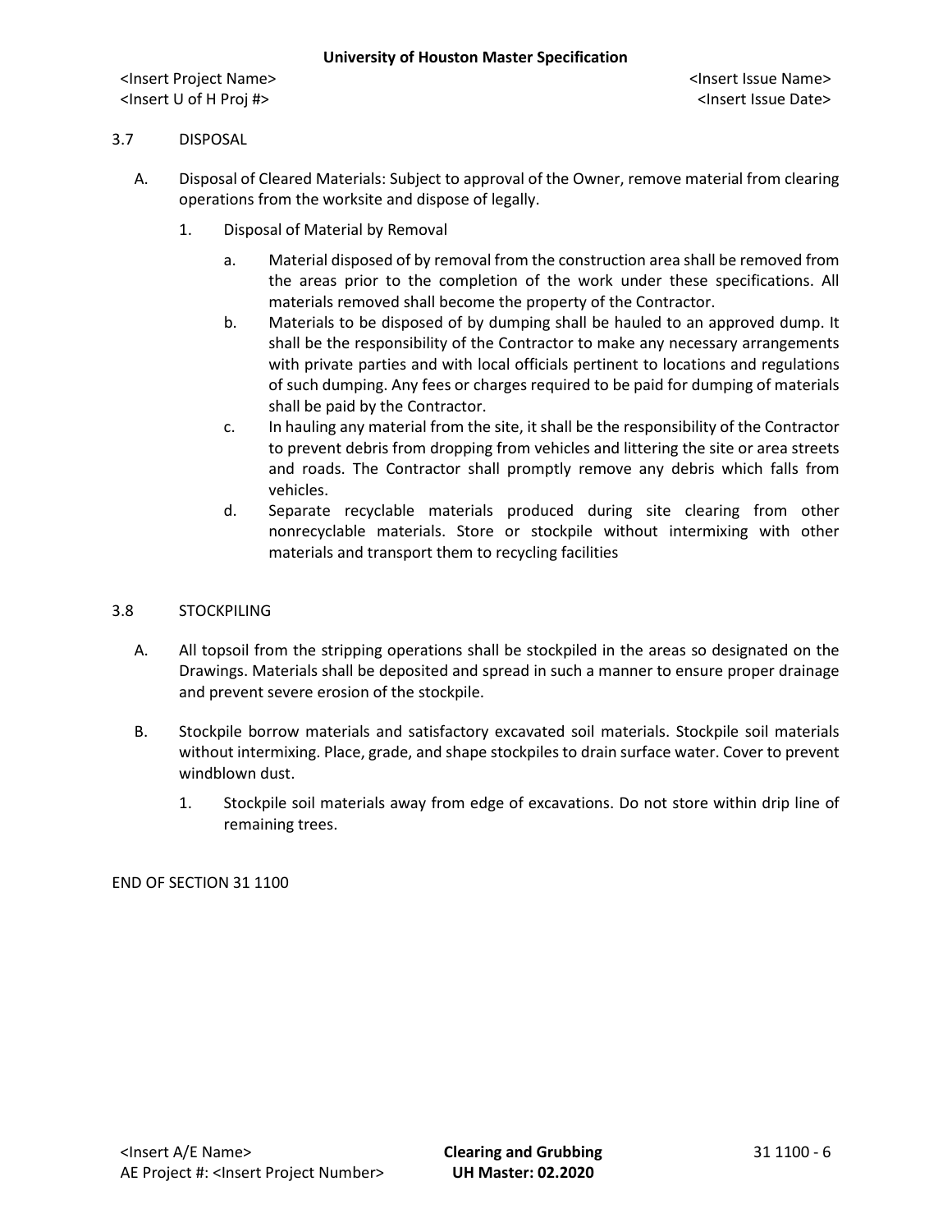### 3.7 DISPOSAL

A. Disposal of Cleared Materials: Subject to approval of the Owner, remove material from clearing operations from the worksite and dispose of legally.

1. Disposal of Material by Removal

   a. Material disposed of by removal from the construction area shall be removed from the areas prior to the completion of the work under these specifications. All materials removed shall become the property of the Contractor.

   b. Materials to be disposed of by dumping shall be hauled to an approved dump. It shall be the responsibility of the Contractor to make any necessary arrangements with private parties and with local officials pertinent to locations and regulations of such dumping. Any fees or charges required to be paid for dumping of materials shall be paid by the Contractor.

   c. In hauling any material from the site, it shall be the responsibility of the Contractor to prevent debris from dropping from vehicles and littering the site or area streets and roads. The Contractor shall promptly remove any debris which falls from vehicles.

   d. Separate recyclable materials produced during site clearing from other nonrecyclable materials. Store or stockpile without intermixing with other materials and transport them to recycling facilities

### 3.8 STOCKPILING

A. All topsoil from the stripping operations shall be stockpiled in the areas so designated on the Drawings. Materials shall be deposited and spread in such a manner to ensure proper drainage and prevent severe erosion of the stockpile.

B. Stockpile borrow materials and satisfactory excavated soil materials. Stockpile soil materials without intermixing. Place, grade, and shape stockpiles to drain surface water. Cover to prevent windblown dust.

1. Stockpile soil materials away from edge of excavations. Do not store within drip line of remaining trees.

END OF SECTION 31 1100